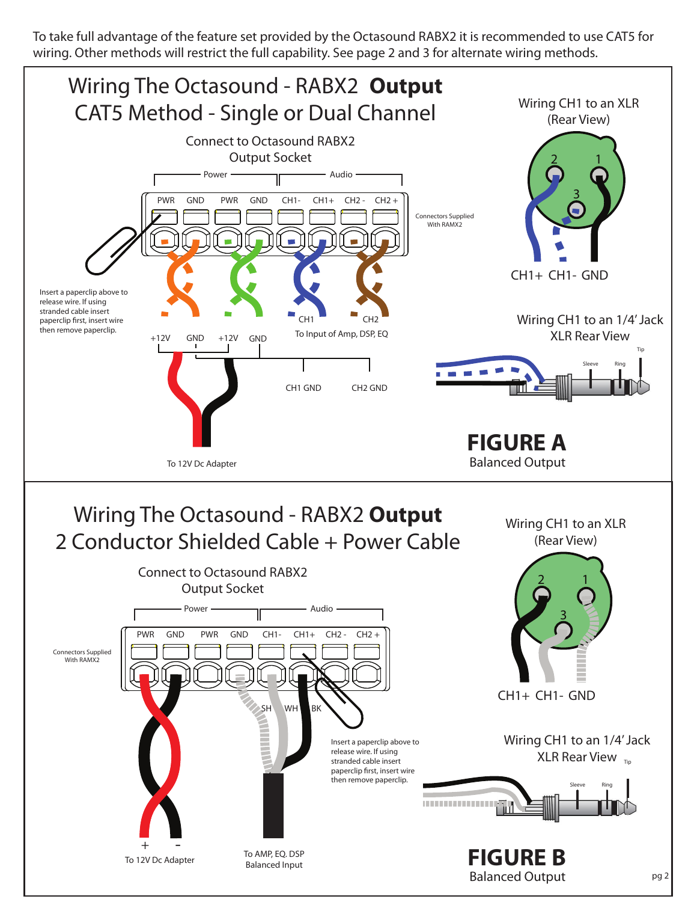To take full advantage of the feature set provided by the Octasound RABX2 it is recommended to use CAT5 for wiring. Other methods will restrict the full capability. See page 2 and 3 for alternate wiring methods.

## Wiring The Octasound - RABX2 **Output**
## CAT5 Method - Single or Dual Channel

Connect to Octasound RABX2 Output Socket

Power | Audio

PWR GND PWR GND CH1- CH1+ CH2 - CH2 +

Connectors Supplied With RAMX2

Insert a paperclip above to release wire. If using stranded cable insert paperclip first, insert wire then remove paperclip.

CH1 CH2

To Input of Amp, DSP, EQ

+12V GND +12V GND

CH1 GND CH2 GND

To 12V Dc Adapter

Wiring CH1 to an XLR (Rear View)

2 1 3

CH1+ CH1- GND

Wiring CH1 to an 1/4' Jack XLR Rear View

Tip Sleeve Ring

**FIGURE A**

Balanced Output

## Wiring The Octasound - RABX2 **Output**
## 2 Conductor Shielded Cable + Power Cable

Connect to Octasound RABX2 Output Socket

Power | Audio

PWR GND PWR GND CH1- CH1+ CH2 - CH2 +

Connectors Supplied With RAMX2

SH WH BK

Insert a paperclip above to release wire. If using stranded cable insert paperclip first, insert wire then remove paperclip.

\+ -

To 12V Dc Adapter

To AMP, EQ. DSP Balanced Input

Wiring CH1 to an XLR (Rear View)

2 1 3

CH1+ CH1- GND

Wiring CH1 to an 1/4' Jack XLR Rear View

Tip Sleeve Ring

**FIGURE B**

Balanced Output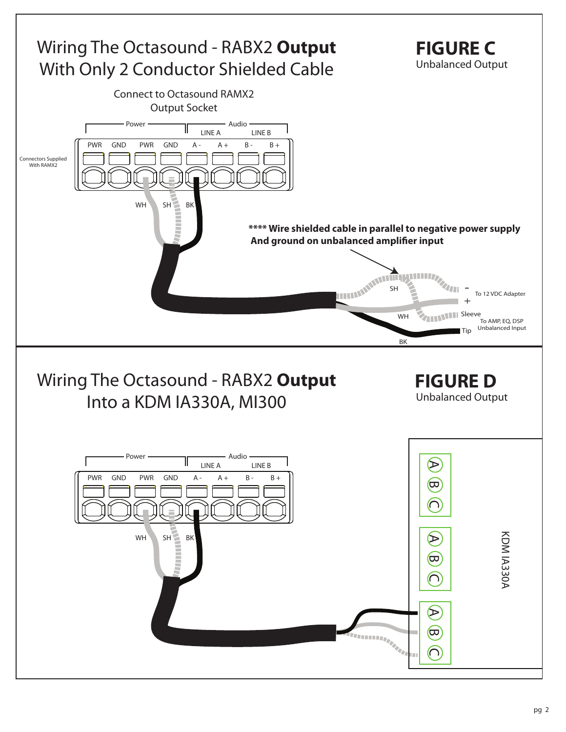# Wiring The Octasound - RABX2 **Output** With Only 2 Conductor Shielded Cable

**FIGURE C**
Unbalanced Output

Connect to Octasound RAMX2 Output Socket

Connectors Supplied With RAMX2

Power

Audio

LINE A

LINE B

PWR GND PWR GND A - A + B - B +

WH SH BK

**\*\*\*\* Wire shielded cable in parallel to negative power supply And ground on unbalanced amplifier input**

SH

\-

\+

To 12 VDC Adapter

WH

Sleeve

Tip

To AMP, EQ, DSP Unbalanced Input

BK

# Wiring The Octasound - RABX2 **Output** Into a KDM IA330A, MI300

**FIGURE D**
Unbalanced Output

Power

Audio

LINE A

LINE B

PWR GND PWR GND A - A + B - B +

WH SH BK

A B C

A B C

A B C

KDM IA330A